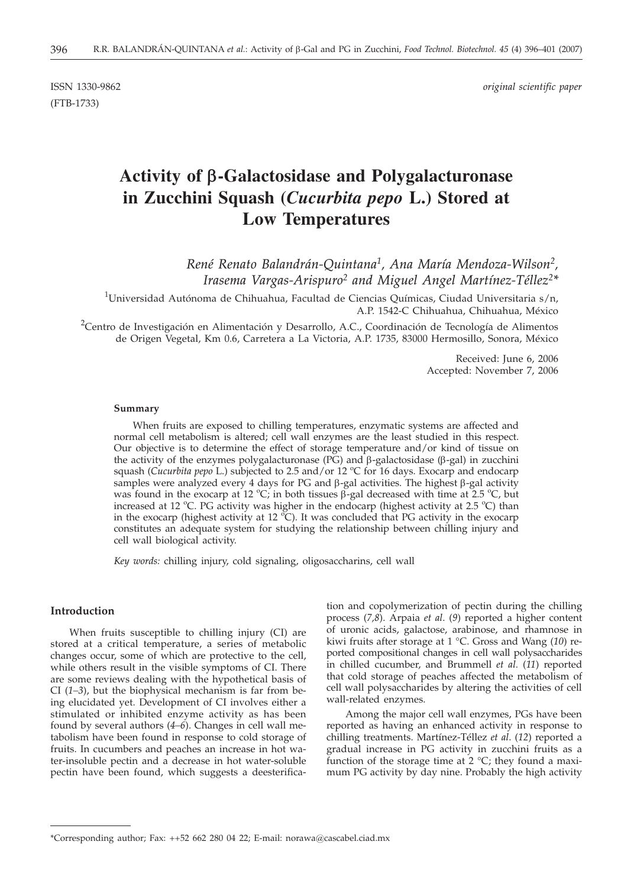ISSN 1330-9862 *original scientific paper*
(FTB-1733)

# Activity of β-Galactosidase and Polygalacturonase in Zucchini Squash (*Cucurbita pepo* L.) Stored at Low Temperatures

*René Renato Balandrán-Quintana[1], Ana María Mendoza-Wilson[2], Irasema Vargas-Arispuro[2] and Miguel Angel Martínez-Téllez[2]**

[1]Universidad Autónoma de Chihuahua, Facultad de Ciencias Químicas, Ciudad Universitaria s/n, A.P. 1542-C Chihuahua, Chihuahua, México

[2]Centro de Investigación en Alimentación y Desarrollo, A.C., Coordinación de Tecnología de Alimentos de Origen Vegetal, Km 0.6, Carretera a La Victoria, A.P. 1735, 83000 Hermosillo, Sonora, México

Received: June 6, 2006
Accepted: November 7, 2006

### Summary

When fruits are exposed to chilling temperatures, enzymatic systems are affected and normal cell metabolism is altered; cell wall enzymes are the least studied in this respect. Our objective is to determine the effect of storage temperature and/or kind of tissue on the activity of the enzymes polygalacturonase (PG) and β-galactosidase (β-gal) in zucchini squash (*Cucurbita pepo* L.) subjected to 2.5 and/or 12 °C for 16 days. Exocarp and endocarp samples were analyzed every 4 days for PG and β-gal activities. The highest β-gal activity was found in the exocarp at 12 °C; in both tissues β-gal decreased with time at 2.5 °C, but increased at 12 °C. PG activity was higher in the endocarp (highest activity at 2.5 °C) than in the exocarp (highest activity at 12 °C). It was concluded that PG activity in the exocarp constitutes an adequate system for studying the relationship between chilling injury and cell wall biological activity.

*Key words:* chilling injury, cold signaling, oligosaccharins, cell wall

## Introduction

When fruits susceptible to chilling injury (CI) are stored at a critical temperature, a series of metabolic changes occur, some of which are protective to the cell, while others result in the visible symptoms of CI. There are some reviews dealing with the hypothetical basis of CI (*1–3*), but the biophysical mechanism is far from being elucidated yet. Development of CI involves either a stimulated or inhibited enzyme activity as has been found by several authors (*4–6*). Changes in cell wall metabolism have been found in response to cold storage of fruits. In cucumbers and peaches an increase in hot water-insoluble pectin and a decrease in hot water-soluble pectin have been found, which suggests a deesterification and copolymerization of pectin during the chilling process (*7,8*). Arpaia *et al.* (*9*) reported a higher content of uronic acids, galactose, arabinose, and rhamnose in kiwi fruits after storage at 1 °C. Gross and Wang (*10*) reported compositional changes in cell wall polysaccharides in chilled cucumber, and Brummell *et al.* (*11*) reported that cold storage of peaches affected the metabolism of cell wall polysaccharides by altering the activities of cell wall-related enzymes.

Among the major cell wall enzymes, PGs have been reported as having an enhanced activity in response to chilling treatments. Martínez-Téllez *et al.* (*12*) reported a gradual increase in PG activity in zucchini fruits as a function of the storage time at 2 °C; they found a maximum PG activity by day nine. Probably the high activity

*Corresponding author; Fax: ++52 662 280 04 22; E-mail: norawa@cascabel.ciad.mx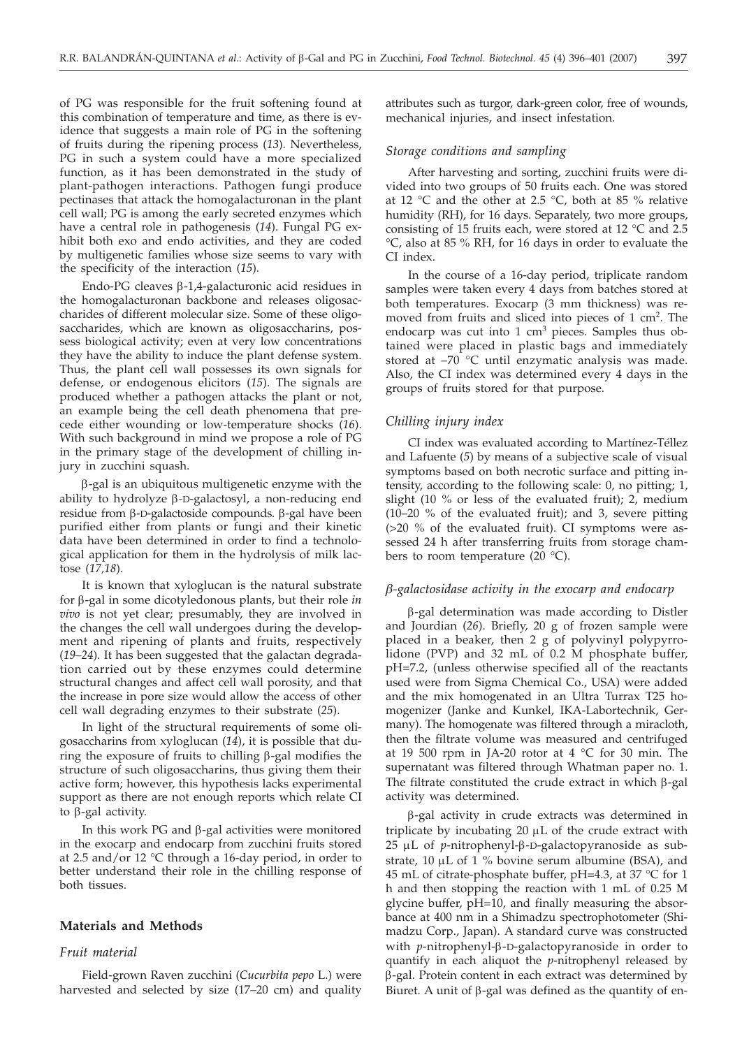of PG was responsible for the fruit softening found at this combination of temperature and time, as there is evidence that suggests a main role of PG in the softening of fruits during the ripening process (*13*). Nevertheless, PG in such a system could have a more specialized function, as it has been demonstrated in the study of plant-pathogen interactions. Pathogen fungi produce pectinases that attack the homogalacturonan in the plant cell wall; PG is among the early secreted enzymes which have a central role in pathogenesis (*14*). Fungal PG exhibit both exo and endo activities, and they are coded by multigenetic families whose size seems to vary with the specificity of the interaction (*15*).

Endo-PG cleaves β-1,4-galacturonic acid residues in the homogalacturonan backbone and releases oligosaccharides of different molecular size. Some of these oligosaccharides, which are known as oligosaccharins, possess biological activity; even at very low concentrations they have the ability to induce the plant defense system. Thus, the plant cell wall possesses its own signals for defense, or endogenous elicitors (*15*). The signals are produced whether a pathogen attacks the plant or not, an example being the cell death phenomena that precede either wounding or low-temperature shocks (*16*). With such background in mind we propose a role of PG in the primary stage of the development of chilling injury in zucchini squash.

β-gal is an ubiquitous multigenetic enzyme with the ability to hydrolyze β-D-galactosyl, a non-reducing end residue from β-D-galactoside compounds. β-gal have been purified either from plants or fungi and their kinetic data have been determined in order to find a technological application for them in the hydrolysis of milk lactose (*17,18*).

It is known that xyloglucan is the natural substrate for β-gal in some dicotyledonous plants, but their role *in vivo* is not yet clear; presumably, they are involved in the changes the cell wall undergoes during the development and ripening of plants and fruits, respectively (*19–24*). It has been suggested that the galactan degradation carried out by these enzymes could determine structural changes and affect cell wall porosity, and that the increase in pore size would allow the access of other cell wall degrading enzymes to their substrate (*25*).

In light of the structural requirements of some oligosaccharins from xyloglucan (*14*), it is possible that during the exposure of fruits to chilling β-gal modifies the structure of such oligosaccharins, thus giving them their active form; however, this hypothesis lacks experimental support as there are not enough reports which relate CI to β-gal activity.

In this work PG and β-gal activities were monitored in the exocarp and endocarp from zucchini fruits stored at 2.5 and/or 12 °C through a 16-day period, in order to better understand their role in the chilling response of both tissues.

## Materials and Methods

### Fruit material

Field-grown Raven zucchini (*Cucurbita pepo* L.) were harvested and selected by size (17–20 cm) and quality attributes such as turgor, dark-green color, free of wounds, mechanical injuries, and insect infestation.

### Storage conditions and sampling

After harvesting and sorting, zucchini fruits were divided into two groups of 50 fruits each. One was stored at 12 °C and the other at 2.5 °C, both at 85 % relative humidity (RH), for 16 days. Separately, two more groups, consisting of 15 fruits each, were stored at 12 °C and 2.5 °C, also at 85 % RH, for 16 days in order to evaluate the CI index.

In the course of a 16-day period, triplicate random samples were taken every 4 days from batches stored at both temperatures. Exocarp (3 mm thickness) was removed from fruits and sliced into pieces of 1 $cm^2$. The endocarp was cut into 1 $cm^3$ pieces. Samples thus obtained were placed in plastic bags and immediately stored at –70 °C until enzymatic analysis was made. Also, the CI index was determined every 4 days in the groups of fruits stored for that purpose.

### Chilling injury index

CI index was evaluated according to Martínez-Téllez and Lafuente (*5*) by means of a subjective scale of visual symptoms based on both necrotic surface and pitting intensity, according to the following scale: 0, no pitting; 1, slight (10 % or less of the evaluated fruit); 2, medium (10–20 % of the evaluated fruit); and 3, severe pitting (>20 % of the evaluated fruit). CI symptoms were assessed 24 h after transferring fruits from storage chambers to room temperature (20 °C).

### *β-galactosidase activity in the exocarp and endocarp*

β-gal determination was made according to Distler and Jourdian (*26*). Briefly, 20 g of frozen sample were placed in a beaker, then 2 g of polyvinyl polypyrrolidone (PVP) and 32 mL of 0.2 M phosphate buffer, pH=7.2, (unless otherwise specified all of the reactants used were from Sigma Chemical Co., USA) were added and the mix homogenated in an Ultra Turrax T25 homogenizer (Janke and Kunkel, IKA-Labortechnik, Germany). The homogenate was filtered through a miracloth, then the filtrate volume was measured and centrifuged at 19 500 rpm in JA-20 rotor at 4 °C for 30 min. The supernatant was filtered through Whatman paper no. 1. The filtrate constituted the crude extract in which β-gal activity was determined.

β-gal activity in crude extracts was determined in triplicate by incubating 20 μL of the crude extract with 25 μL of *p*-nitrophenyl-β-D-galactopyranoside as substrate, 10 μL of 1 % bovine serum albumine (BSA), and 45 mL of citrate-phosphate buffer, pH=4.3, at 37 °C for 1 h and then stopping the reaction with 1 mL of 0.25 M glycine buffer, pH=10, and finally measuring the absorbance at 400 nm in a Shimadzu spectrophotometer (Shimadzu Corp., Japan). A standard curve was constructed with *p*-nitrophenyl-β-D-galactopyranoside in order to quantify in each aliquot the *p*-nitrophenyl released by β-gal. Protein content in each extract was determined by Biuret. A unit of β-gal was defined as the quantity of en-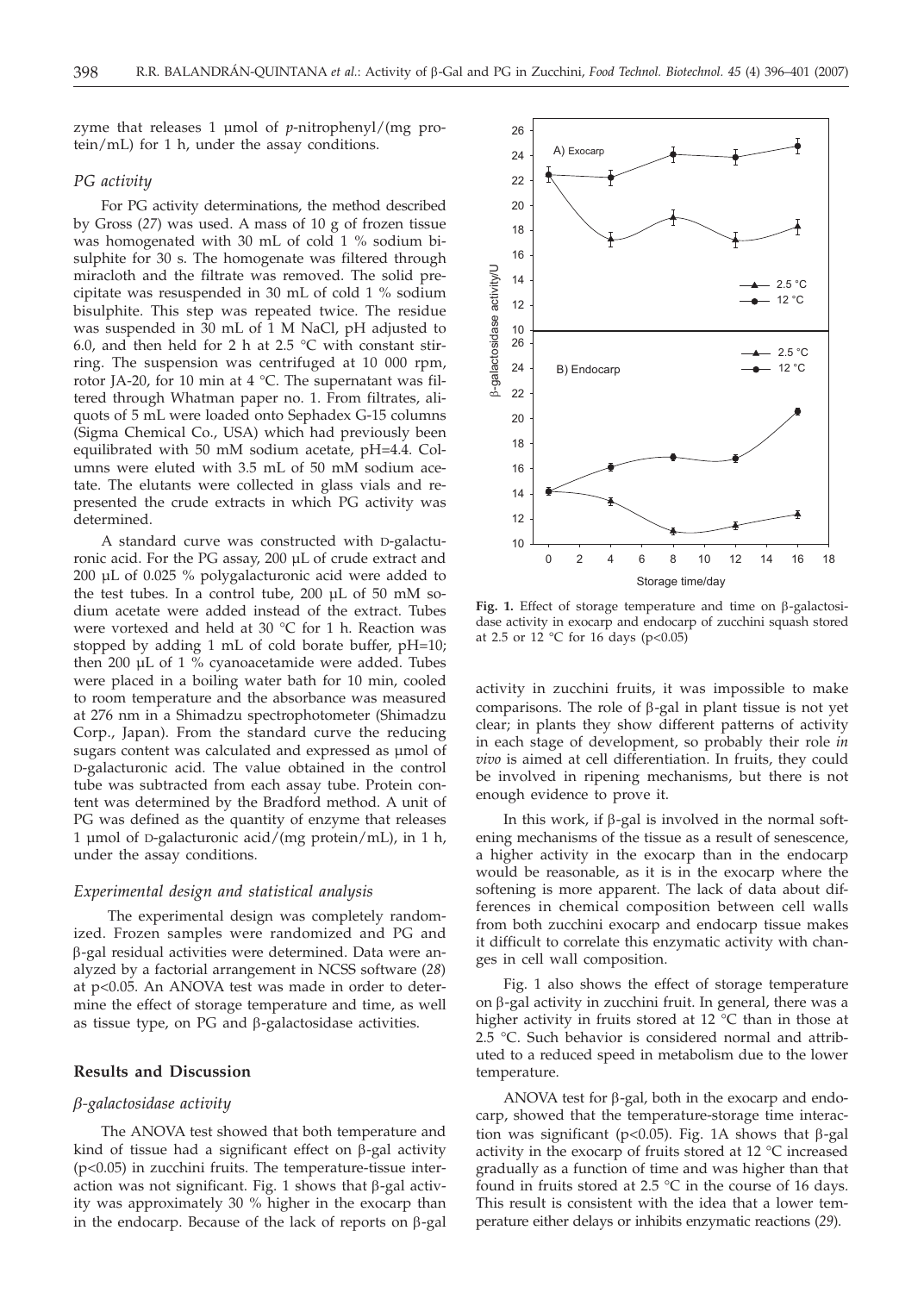zyme that releases 1 µmol of *p*-nitrophenyl/(mg protein/mL) for 1 h, under the assay conditions.

### *PG activity*

For PG activity determinations, the method described by Gross (*27*) was used. A mass of 10 g of frozen tissue was homogenated with 30 mL of cold 1 % sodium bisulphite for 30 s. The homogenate was filtered through miracloth and the filtrate was removed. The solid precipitate was resuspended in 30 mL of cold 1 % sodium bisulphite. This step was repeated twice. The residue was suspended in 30 mL of 1 M NaCl, pH adjusted to 6.0, and then held for 2 h at 2.5 °C with constant stirring. The suspension was centrifuged at 10 000 rpm, rotor JA-20, for 10 min at 4 °C. The supernatant was filtered through Whatman paper no. 1. From filtrates, aliquots of 5 mL were loaded onto Sephadex G-15 columns (Sigma Chemical Co., USA) which had previously been equilibrated with 50 mM sodium acetate, pH=4.4. Columns were eluted with 3.5 mL of 50 mM sodium acetate. The elutants were collected in glass vials and represented the crude extracts in which PG activity was determined.

A standard curve was constructed with D-galacturonic acid. For the PG assay, 200 µL of crude extract and 200 µL of 0.025 % polygalacturonic acid were added to the test tubes. In a control tube, 200 µL of 50 mM sodium acetate were added instead of the extract. Tubes were vortexed and held at 30 °C for 1 h. Reaction was stopped by adding 1 mL of cold borate buffer, pH=10; then 200 µL of 1 % cyanoacetamide were added. Tubes were placed in a boiling water bath for 10 min, cooled to room temperature and the absorbance was measured at 276 nm in a Shimadzu spectrophotometer (Shimadzu Corp., Japan). From the standard curve the reducing sugars content was calculated and expressed as µmol of D-galacturonic acid. The value obtained in the control tube was subtracted from each assay tube. Protein content was determined by the Bradford method. A unit of PG was defined as the quantity of enzyme that releases 1 µmol of D-galacturonic acid/(mg protein/mL), in 1 h, under the assay conditions.

### *Experimental design and statistical analysis*

The experimental design was completely randomized. Frozen samples were randomized and PG and β-gal residual activities were determined. Data were analyzed by a factorial arrangement in NCSS software (*28*) at $p<0.05$. An ANOVA test was made in order to determine the effect of storage temperature and time, as well as tissue type, on PG and β-galactosidase activities.

## Results and Discussion

### *β-galactosidase activity*

The ANOVA test showed that both temperature and kind of tissue had a significant effect on β-gal activity ($p<0.05$) in zucchini fruits. The temperature-tissue interaction was not significant. Fig. 1 shows that β-gal activity was approximately 30 % higher in the exocarp than in the endocarp. Because of the lack of reports on β-gal activity in zucchini fruits, it was impossible to make comparisons. The role of β-gal in plant tissue is not yet clear; in plants they show different patterns of activity in each stage of development, so probably their role *in vivo* is aimed at cell differentiation. In fruits, they could be involved in ripening mechanisms, but there is not enough evidence to prove it.

**Fig. 1.** Effect of storage temperature and time on β-galactosidase activity in exocarp and endocarp of zucchini squash stored at 2.5 or 12 °C for 16 days ($p<0.05$)

In this work, if β-gal is involved in the normal softening mechanisms of the tissue as a result of senescence, a higher activity in the exocarp than in the endocarp would be reasonable, as it is in the exocarp where the softening is more apparent. The lack of data about differences in chemical composition between cell walls from both zucchini exocarp and endocarp tissue makes it difficult to correlate this enzymatic activity with changes in cell wall composition.

Fig. 1 also shows the effect of storage temperature on β-gal activity in zucchini fruit. In general, there was a higher activity in fruits stored at 12 °C than in those at 2.5 °C. Such behavior is considered normal and attributed to a reduced speed in metabolism due to the lower temperature.

ANOVA test for β-gal, both in the exocarp and endocarp, showed that the temperature-storage time interaction was significant ($p<0.05$). Fig. 1A shows that β-gal activity in the exocarp of fruits stored at 12 °C increased gradually as a function of time and was higher than that found in fruits stored at 2.5 °C in the course of 16 days. This result is consistent with the idea that a lower temperature either delays or inhibits enzymatic reactions (*29*).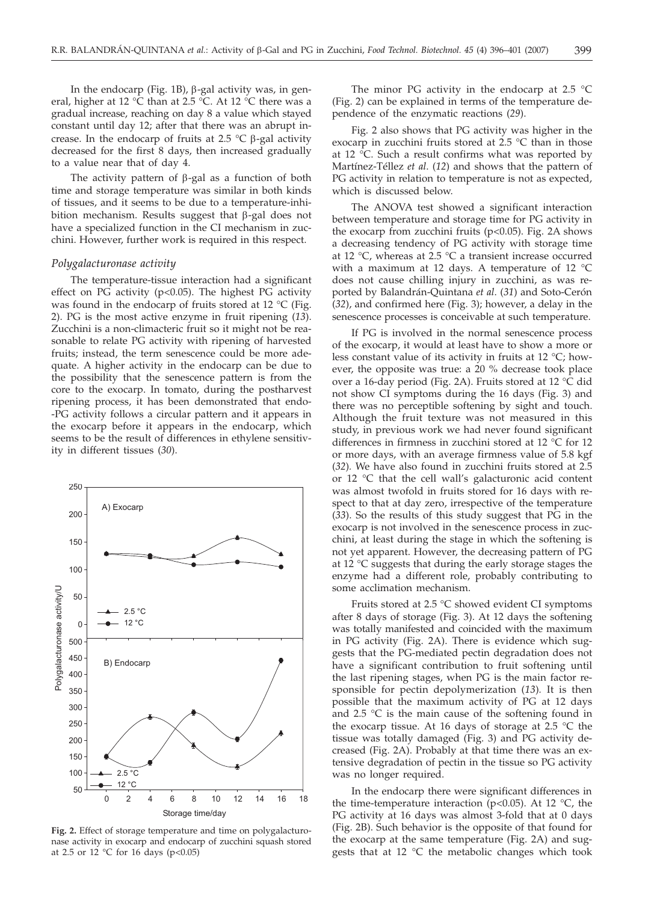In the endocarp (Fig. 1B), β-gal activity was, in general, higher at 12 °C than at 2.5 °C. At 12 °C there was a gradual increase, reaching on day 8 a value which stayed constant until day 12; after that there was an abrupt increase. In the endocarp of fruits at 2.5 °C β-gal activity decreased for the first 8 days, then increased gradually to a value near that of day 4.

The activity pattern of β-gal as a function of both time and storage temperature was similar in both kinds of tissues, and it seems to be due to a temperature-inhibition mechanism. Results suggest that β-gal does not have a specialized function in the CI mechanism in zucchini. However, further work is required in this respect.

### *Polygalacturonase activity*

The temperature-tissue interaction had a significant effect on PG activity ($p<0.05$). The highest PG activity was found in the endocarp of fruits stored at 12 °C (Fig. 2). PG is the most active enzyme in fruit ripening (*13*). Zucchini is a non-climacteric fruit so it might not be reasonable to relate PG activity with ripening of harvested fruits; instead, the term senescence could be more adequate. A higher activity in the endocarp can be due to the possibility that the senescence pattern is from the core to the exocarp. In tomato, during the postharvest ripening process, it has been demonstrated that endo-PG activity follows a circular pattern and it appears in the exocarp before it appears in the endocarp, which seems to be the result of differences in ethylene sensitivity in different tissues (*30*).

**Fig. 2.** Effect of storage temperature and time on polygalacturonase activity in exocarp and endocarp of zucchini squash stored at 2.5 or 12 °C for 16 days ($p<0.05$)

The minor PG activity in the endocarp at 2.5 °C (Fig. 2) can be explained in terms of the temperature dependence of the enzymatic reactions (*29*).

Fig. 2 also shows that PG activity was higher in the exocarp in zucchini fruits stored at 2.5 °C than in those at 12 °C. Such a result confirms what was reported by Martínez-Téllez *et al*. (*12*) and shows that the pattern of PG activity in relation to temperature is not as expected, which is discussed below.

The ANOVA test showed a significant interaction between temperature and storage time for PG activity in the exocarp from zucchini fruits ($p<0.05$). Fig. 2A shows a decreasing tendency of PG activity with storage time at 12 °C, whereas at 2.5 °C a transient increase occurred with a maximum at 12 days. A temperature of 12 °C does not cause chilling injury in zucchini, as was reported by Balandrán-Quintana *et al*. (*31*) and Soto-Cerón (*32*), and confirmed here (Fig. 3); however, a delay in the senescence processes is conceivable at such temperature.

If PG is involved in the normal senescence process of the exocarp, it would at least have to show a more or less constant value of its activity in fruits at 12 °C; however, the opposite was true: a 20 % decrease took place over a 16-day period (Fig. 2A). Fruits stored at 12 °C did not show CI symptoms during the 16 days (Fig. 3) and there was no perceptible softening by sight and touch. Although the fruit texture was not measured in this study, in previous work we had never found significant differences in firmness in zucchini stored at 12 °C for 12 or more days, with an average firmness value of 5.8 kgf (*32*). We have also found in zucchini fruits stored at 2.5 or 12 °C that the cell wall's galacturonic acid content was almost twofold in fruits stored for 16 days with respect to that at day zero, irrespective of the temperature (*33*). So the results of this study suggest that PG in the exocarp is not involved in the senescence process in zucchini, at least during the stage in which the softening is not yet apparent. However, the decreasing pattern of PG at 12 °C suggests that during the early storage stages the enzyme had a different role, probably contributing to some acclimation mechanism.

Fruits stored at 2.5 °C showed evident CI symptoms after 8 days of storage (Fig. 3). At 12 days the softening was totally manifested and coincided with the maximum in PG activity (Fig. 2A). There is evidence which suggests that the PG-mediated pectin degradation does not have a significant contribution to fruit softening until the last ripening stages, when PG is the main factor responsible for pectin depolymerization (*13*). It is then possible that the maximum activity of PG at 12 days and 2.5 °C is the main cause of the softening found in the exocarp tissue. At 16 days of storage at 2.5 °C the tissue was totally damaged (Fig. 3) and PG activity decreased (Fig. 2A). Probably at that time there was an extensive degradation of pectin in the tissue so PG activity was no longer required.

In the endocarp there were significant differences in the time-temperature interaction ($p<0.05$). At 12 °C, the PG activity at 16 days was almost 3-fold that at 0 days (Fig. 2B). Such behavior is the opposite of that found for the exocarp at the same temperature (Fig. 2A) and suggests that at 12 °C the metabolic changes which took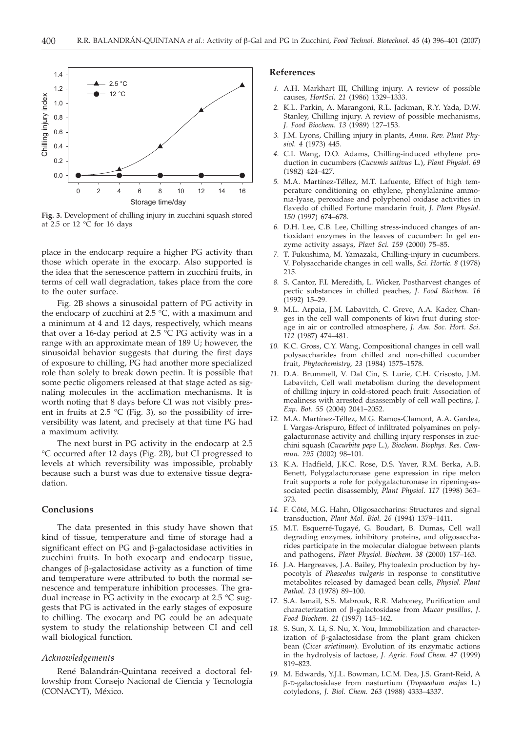Fig. 3. Development of chilling injury in zucchini squash stored at 2.5 or 12 °C for 16 days

place in the endocarp require a higher PG activity than those which operate in the exocarp. Also supported is the idea that the senescence pattern in zucchini fruits, in terms of cell wall degradation, takes place from the core to the outer surface.

Fig. 2B shows a sinusoidal pattern of PG activity in the endocarp of zucchini at 2.5 °C, with a maximum and a minimum at 4 and 12 days, respectively, which means that over a 16-day period at 2.5 °C PG activity was in a range with an approximate mean of 189 U; however, the sinusoidal behavior suggests that during the first days of exposure to chilling, PG had another more specialized role than solely to break down pectin. It is possible that some pectic oligomers released at that stage acted as signaling molecules in the acclimation mechanisms. It is worth noting that 8 days before CI was not visibly present in fruits at 2.5 °C (Fig. 3), so the possibility of irreversibility was latent, and precisely at that time PG had a maximum activity.

The next burst in PG activity in the endocarp at 2.5 °C occurred after 12 days (Fig. 2B), but CI progressed to levels at which reversibility was impossible, probably because such a burst was due to extensive tissue degradation.

## Conclusions

The data presented in this study have shown that kind of tissue, temperature and time of storage had a significant effect on PG and β-galactosidase activities in zucchini fruits. In both exocarp and endocarp tissue, changes of β-galactosidase activity as a function of time and temperature were attributed to both the normal senescence and temperature inhibition processes. The gradual increase in PG activity in the exocarp at 2.5 °C suggests that PG is activated in the early stages of exposure to chilling. The exocarp and PG could be an adequate system to study the relationship between CI and cell wall biological function.

### *Acknowledgements*

René Balandrán-Quintana received a doctoral fellowship from Consejo Nacional de Ciencia y Tecnología (CONACYT), México.

## References

1. A.H. Markhart III, Chilling injury. A review of possible causes, *HortSci. 21* (1986) 1329–1333.
2. K.L. Parkin, A. Marangoni, R.L. Jackman, R.Y. Yada, D.W. Stanley, Chilling injury. A review of possible mechanisms, *J. Food Biochem. 13* (1989) 127–153.
3. J.M. Lyons, Chilling injury in plants, *Annu. Rev. Plant Physiol. 4* (1973) 445.
4. C.I. Wang, D.O. Adams, Chilling-induced ethylene production in cucumbers (*Cucumis sativus* L.), *Plant Physiol. 69* (1982) 424–427.
5. M.A. Martínez-Téllez, M.T. Lafuente, Effect of high temperature conditioning on ethylene, phenylalanine ammonia-lyase, peroxidase and polyphenol oxidase activities in flavedo of chilled Fortune mandarin fruit, *J. Plant Physiol. 150* (1997) 674–678.
6. D.H. Lee, C.B. Lee, Chilling stress-induced changes of antioxidant enzymes in the leaves of cucumber: In gel enzyme activity assays, *Plant Sci. 159* (2000) 75–85.
7. T. Fukushima, M. Yamazaki, Chilling-injury in cucumbers. V. Polysaccharide changes in cell walls, *Sci. Hortic. 8* (1978) 215.
8. S. Cantor, F.I. Meredith, L. Wicker, Postharvest changes of pectic substances in chilled peaches, *J. Food Biochem. 16* (1992) 15–29.
9. M.L. Arpaia, J.M. Labavitch, C. Greve, A.A. Kader, Changes in the cell wall components of kiwi fruit during storage in air or controlled atmosphere, *J. Am. Soc. Hort. Sci. 112* (1987) 474–481.
10. K.C. Gross, C.Y. Wang, Compositional changes in cell wall polysaccharides from chilled and non-chilled cucumber fruit, *Phytochemistry, 23* (1984) 1575–1578.
11. D.A. Brummell, V. Dal Cin, S. Lurie, C.H. Crisosto, J.M. Labavitch, Cell wall metabolism during the development of chilling injury in cold-stored peach fruit: Association of mealiness with arrested disassembly of cell wall pectins, *J. Exp. Bot. 55* (2004) 2041–2052.
12. M.A. Martínez-Téllez, M.G. Ramos-Clamont, A.A. Gardea, I. Vargas-Arispuro, Effect of infiltrated polyamines on polygalacturonase activity and chilling injury responses in zucchini squash (*Cucurbita pepo* L.), *Biochem. Biophys. Res. Commun. 295* (2002) 98–101.
13. K.A. Hadfield, J.K.C. Rose, D.S. Yaver, R.M. Berka, A.B. Benett, Polygalacturonase gene expression in ripe melon fruit supports a role for polygalacturonase in ripening-associated pectin disassembly, *Plant Physiol. 117* (1998) 363–373.
14. F. Côté, M.G. Hahn, Oligosaccharins: Structures and signal transduction, *Plant Mol. Biol. 26* (1994) 1379–1411.
15. M.T. Esquerré-Tugayé, G. Boudart, B. Dumas, Cell wall degrading enzymes, inhibitory proteins, and oligosaccharides participate in the molecular dialogue between plants and pathogens, *Plant Physiol. Biochem. 38* (2000) 157–163.
16. J.A. Hargreaves, J.A. Bailey, Phytoalexin production by hypocotyls of *Phaseolus vulgaris* in response to constitutive metabolites released by damaged bean cells, *Physiol. Plant Pathol. 13* (1978) 89–100.
17. S.A. Ismail, S.S. Mabrouk, R.R. Mahoney, Purification and characterization of β-galactosidase from *Mucor pusillus*, *J. Food Biochem. 21* (1997) 145–162.
18. S. Sun, X. Li, S. Nu, X. You, Immobilization and characterization of β-galactosidase from the plant gram chicken bean (*Cicer arietinum*). Evolution of its enzymatic actions in the hydrolysis of lactose, *J. Agric. Food Chem. 47* (1999) 819–823.
19. M. Edwards, Y.J.L. Bowman, I.C.M. Dea, J.S. Grant-Reid, A β-D-galactosidase from nasturtium (*Tropaeolum majus* L.) cotyledons, *J. Biol. Chem. 263* (1988) 4333–4337.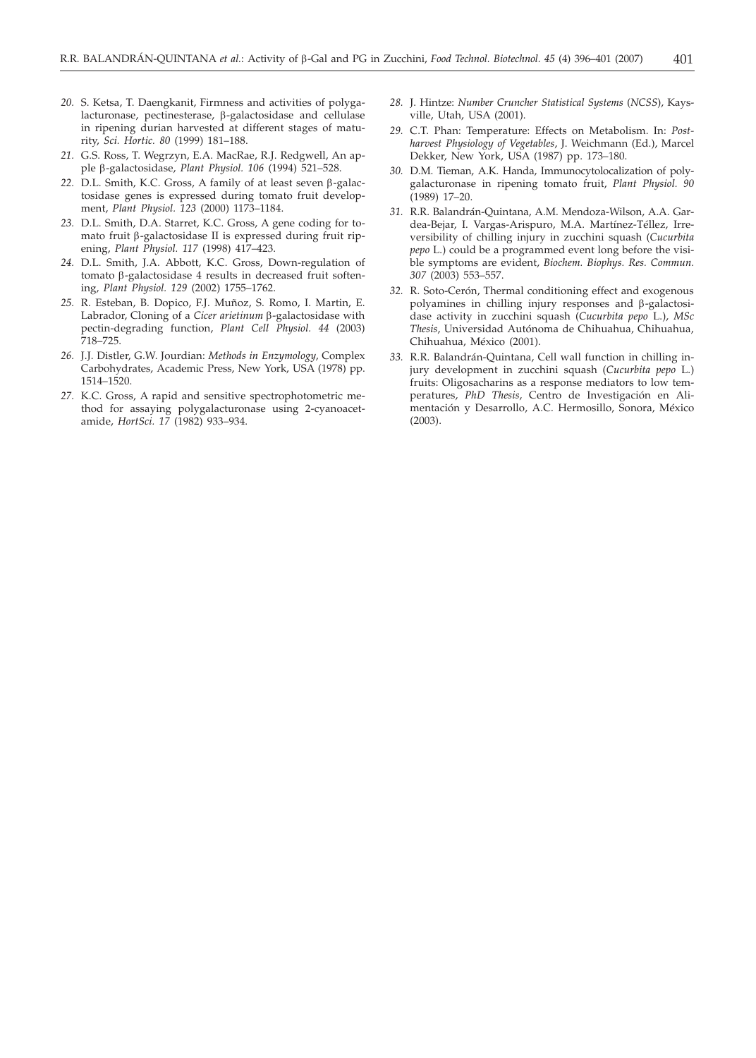*20.* S. Ketsa, T. Daengkanit, Firmness and activities of polygalacturonase, pectinesterase, β-galactosidase and cellulase in ripening durian harvested at different stages of maturity, *Sci. Hortic. 80* (1999) 181–188.

*21.* G.S. Ross, T. Wegrzyn, E.A. MacRae, R.J. Redgwell, An apple β-galactosidase, *Plant Physiol. 106* (1994) 521–528.

*22.* D.L. Smith, K.C. Gross, A family of at least seven β-galactosidase genes is expressed during tomato fruit development, *Plant Physiol. 123* (2000) 1173–1184.

*23.* D.L. Smith, D.A. Starret, K.C. Gross, A gene coding for tomato fruit β-galactosidase II is expressed during fruit ripening, *Plant Physiol. 117* (1998) 417–423.

*24.* D.L. Smith, J.A. Abbott, K.C. Gross, Down-regulation of tomato β-galactosidase 4 results in decreased fruit softening, *Plant Physiol. 129* (2002) 1755–1762.

*25.* R. Esteban, B. Dopico, F.J. Muñoz, S. Romo, I. Martin, E. Labrador, Cloning of a *Cicer arietinum* β-galactosidase with pectin-degrading function, *Plant Cell Physiol. 44* (2003) 718–725.

*26.* J.J. Distler, G.W. Jourdian: *Methods in Enzymology*, Complex Carbohydrates, Academic Press, New York, USA (1978) pp. 1514–1520.

*27.* K.C. Gross, A rapid and sensitive spectrophotometric method for assaying polygalacturonase using 2-cyanoacetamide, *HortSci. 17* (1982) 933–934.

*28.* J. Hintze: *Number Cruncher Statistical Systems* (*NCSS*), Kaysville, Utah, USA (2001).

*29.* C.T. Phan: Temperature: Effects on Metabolism. In: *Postharvest Physiology of Vegetables*, J. Weichmann (Ed.), Marcel Dekker, New York, USA (1987) pp. 173–180.

*30.* D.M. Tieman, A.K. Handa, Immunocytolocalization of polygalacturonase in ripening tomato fruit, *Plant Physiol. 90* (1989) 17–20.

*31.* R.R. Balandrán-Quintana, A.M. Mendoza-Wilson, A.A. Gardea-Bejar, I. Vargas-Arispuro, M.A. Martínez-Téllez, Irreversibility of chilling injury in zucchini squash (*Cucurbita pepo* L.) could be a programmed event long before the visible symptoms are evident, *Biochem. Biophys. Res. Commun. 307* (2003) 553–557.

*32.* R. Soto-Cerón, Thermal conditioning effect and exogenous polyamines in chilling injury responses and β-galactosidase activity in zucchini squash (*Cucurbita pepo* L.), *MSc Thesis*, Universidad Autónoma de Chihuahua, Chihuahua, Chihuahua, México (2001).

*33.* R.R. Balandrán-Quintana, Cell wall function in chilling injury development in zucchini squash (*Cucurbita pepo* L.) fruits: Oligosacharins as a response mediators to low temperatures, *PhD Thesis*, Centro de Investigación en Alimentación y Desarrollo, A.C. Hermosillo, Sonora, México (2003).